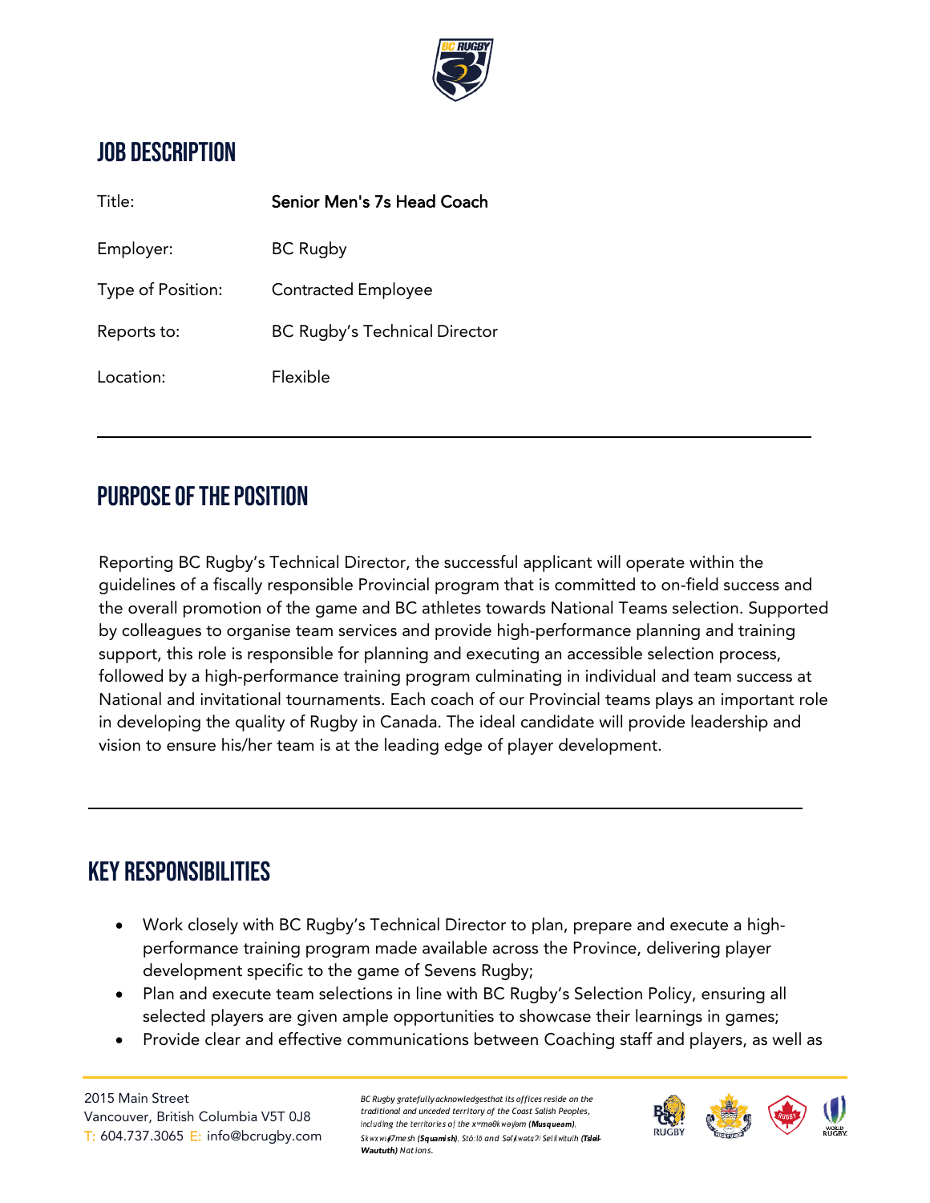# JOB DESCRIPTION

| | |
|---|---|
| Title: | Senior Men's 7s Head Coach |
| Employer: | BC Rugby |
| Type of Position: | Contracted Employee |
| Reports to: | BC Rugby's Technical Director |
| Location: | Flexible |

---

## PURPOSE OF THE POSITION

Reporting BC Rugby's Technical Director, the successful applicant will operate within the guidelines of a fiscally responsible Provincial program that is committed to on-field success and the overall promotion of the game and BC athletes towards National Teams selection. Supported by colleagues to organise team services and provide high-performance planning and training support, this role is responsible for planning and executing an accessible selection process, followed by a high-performance training program culminating in individual and team success at National and invitational tournaments. Each coach of our Provincial teams plays an important role in developing the quality of Rugby in Canada. The ideal candidate will provide leadership and vision to ensure his/her team is at the leading edge of player development.

---

## KEY RESPONSIBILITIES

- Work closely with BC Rugby's Technical Director to plan, prepare and execute a high-performance training program made available across the Province, delivering player development specific to the game of Sevens Rugby;
- Plan and execute team selections in line with BC Rugby's Selection Policy, ensuring all selected players are given ample opportunities to showcase their learnings in games;
- Provide clear and effective communications between Coaching staff and players, as well as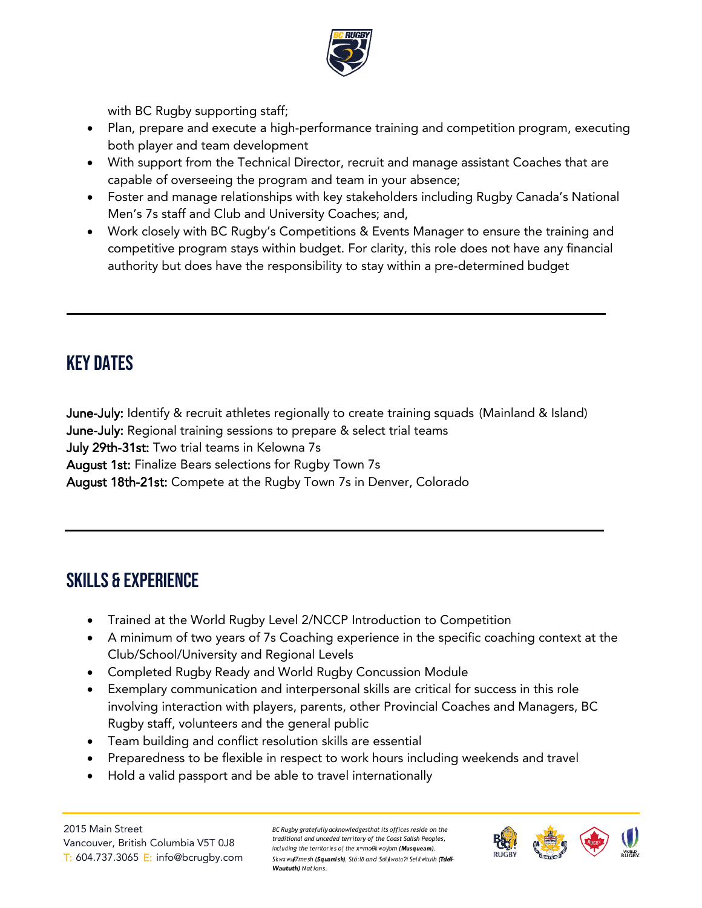with BC Rugby supporting staff;

- Plan, prepare and execute a high-performance training and competition program, executing both player and team development
- With support from the Technical Director, recruit and manage assistant Coaches that are capable of overseeing the program and team in your absence;
- Foster and manage relationships with key stakeholders including Rugby Canada's National Men's 7s staff and Club and University Coaches; and,
- Work closely with BC Rugby's Competitions & Events Manager to ensure the training and competitive program stays within budget. For clarity, this role does not have any financial authority but does have the responsibility to stay within a pre-determined budget

## KEY DATES

**June-July:** Identify & recruit athletes regionally to create training squads (Mainland & Island)
**June-July:** Regional training sessions to prepare & select trial teams
**July 29th-31st:** Two trial teams in Kelowna 7s
**August 1st:** Finalize Bears selections for Rugby Town 7s
**August 18th-21st:** Compete at the Rugby Town 7s in Denver, Colorado

## SKILLS & EXPERIENCE

- Trained at the World Rugby Level 2/NCCP Introduction to Competition
- A minimum of two years of 7s Coaching experience in the specific coaching context at the Club/School/University and Regional Levels
- Completed Rugby Ready and World Rugby Concussion Module
- Exemplary communication and interpersonal skills are critical for success in this role involving interaction with players, parents, other Provincial Coaches and Managers, BC Rugby staff, volunteers and the general public
- Team building and conflict resolution skills are essential
- Preparedness to be flexible in respect to work hours including weekends and travel
- Hold a valid passport and be able to travel internationally

2015 Main Street
Vancouver, British Columbia V5T 0J8
T: 604.737.3065 E: info@bcrugby.com

*BC Rugby gratefully acknowledges that its offices reside on the traditional and unceded territory of the Coast Salish Peoples, including the territories of the xʷməθkʷəy̓əm (**Musqueam**), Skwxwú7mesh (**Squamish**), Stó:lō and Səl̓ílwətaʔ/Selilwitulh (**Tsleil-Waututh**) Nations.*